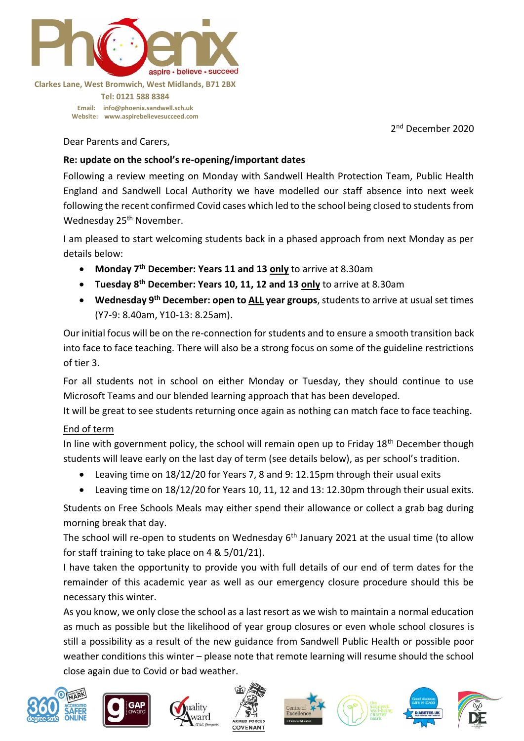Phoenix

aspire • believe • succeed

Clarkes Lane, West Bromwich, West Midlands, B71 2BX

Tel: 0121 588 8384

Email: info@phoenix.sandwell.sch.uk
Website: www.aspirebelievesucceed.com

2nd December 2020

Dear Parents and Carers,

**Re: update on the school's re-opening/important dates**

Following a review meeting on Monday with Sandwell Health Protection Team, Public Health England and Sandwell Local Authority we have modelled our staff absence into next week following the recent confirmed Covid cases which led to the school being closed to students from Wednesday 25th November.

I am pleased to start welcoming students back in a phased approach from next Monday as per details below:

- **Monday 7th December: Years 11 and 13 only** to arrive at 8.30am
- **Tuesday 8th December: Years 10, 11, 12 and 13 only** to arrive at 8.30am
- **Wednesday 9th December: open to ALL year groups**, students to arrive at usual set times (Y7-9: 8.40am, Y10-13: 8.25am).

Our initial focus will be on the re-connection for students and to ensure a smooth transition back into face to face teaching. There will also be a strong focus on some of the guideline restrictions of tier 3.

For all students not in school on either Monday or Tuesday, they should continue to use Microsoft Teams and our blended learning approach that has been developed.

It will be great to see students returning once again as nothing can match face to face teaching.

End of term

In line with government policy, the school will remain open up to Friday 18th December though students will leave early on the last day of term (see details below), as per school's tradition.

- Leaving time on 18/12/20 for Years 7, 8 and 9: 12.15pm through their usual exits
- Leaving time on 18/12/20 for Years 10, 11, 12 and 13: 12.30pm through their usual exits.

Students on Free Schools Meals may either spend their allowance or collect a grab bag during morning break that day.

The school will re-open to students on Wednesday 6th January 2021 at the usual time (to allow for staff training to take place on 4 & 5/01/21).

I have taken the opportunity to provide you with full details of our end of term dates for the remainder of this academic year as well as our emergency closure procedure should this be necessary this winter.

As you know, we only close the school as a last resort as we wish to maintain a normal education as much as possible but the likelihood of year group closures or even whole school closures is still a possibility as a result of the new guidance from Sandwell Public Health or possible poor weather conditions this winter – please note that remote learning will resume should the school close again due to Covid or bad weather.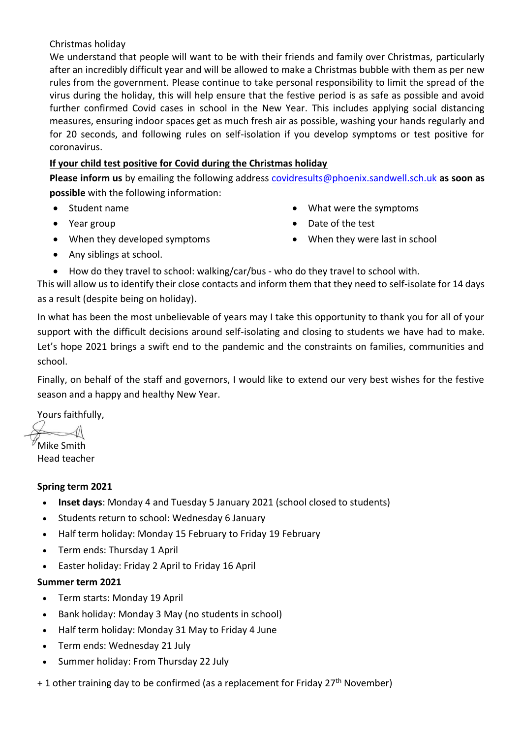<u>Christmas holiday</u>

We understand that people will want to be with their friends and family over Christmas, particularly after an incredibly difficult year and will be allowed to make a Christmas bubble with them as per new rules from the government. Please continue to take personal responsibility to limit the spread of the virus during the holiday, this will help ensure that the festive period is as safe as possible and avoid further confirmed Covid cases in school in the New Year. This includes applying social distancing measures, ensuring indoor spaces get as much fresh air as possible, washing your hands regularly and for 20 seconds, and following rules on self-isolation if you develop symptoms or test positive for coronavirus.

**<u>If your child test positive for Covid during the Christmas holiday</u>**

**Please inform us** by emailing the following address covidresults@phoenix.sandwell.sch.uk **as soon as possible** with the following information:

- Student name
- Year group
- When they developed symptoms
- What were the symptoms
- Date of the test
- When they were last in school
- Any siblings at school.
- How do they travel to school: walking/car/bus - who do they travel to school with.

This will allow us to identify their close contacts and inform them that they need to self-isolate for 14 days as a result (despite being on holiday).

In what has been the most unbelievable of years may I take this opportunity to thank you for all of your support with the difficult decisions around self-isolating and closing to students we have had to make. Let's hope 2021 brings a swift end to the pandemic and the constraints on families, communities and school.

Finally, on behalf of the staff and governors, I would like to extend our very best wishes for the festive season and a happy and healthy New Year.

Yours faithfully,

Mike Smith
Head teacher

**Spring term 2021**

- **Inset days**: Monday 4 and Tuesday 5 January 2021 (school closed to students)
- Students return to school: Wednesday 6 January
- Half term holiday: Monday 15 February to Friday 19 February
- Term ends: Thursday 1 April
- Easter holiday: Friday 2 April to Friday 16 April

**Summer term 2021**

- Term starts: Monday 19 April
- Bank holiday: Monday 3 May (no students in school)
- Half term holiday: Monday 31 May to Friday 4 June
- Term ends: Wednesday 21 July
- Summer holiday: From Thursday 22 July

+ 1 other training day to be confirmed (as a replacement for Friday 27th November)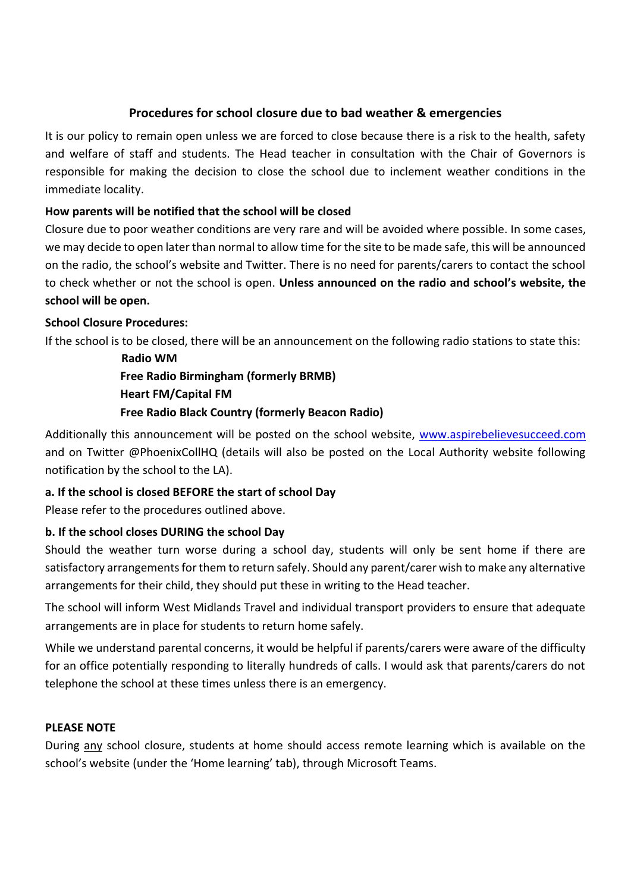## Procedures for school closure due to bad weather & emergencies

It is our policy to remain open unless we are forced to close because there is a risk to the health, safety and welfare of staff and students. The Head teacher in consultation with the Chair of Governors is responsible for making the decision to close the school due to inclement weather conditions in the immediate locality.

**How parents will be notified that the school will be closed**

Closure due to poor weather conditions are very rare and will be avoided where possible. In some cases, we may decide to open later than normal to allow time for the site to be made safe, this will be announced on the radio, the school's website and Twitter. There is no need for parents/carers to contact the school to check whether or not the school is open. **Unless announced on the radio and school's website, the school will be open.**

**School Closure Procedures:**

If the school is to be closed, there will be an announcement on the following radio stations to state this:

**Radio WM**
**Free Radio Birmingham (formerly BRMB)**
**Heart FM/Capital FM**
**Free Radio Black Country (formerly Beacon Radio)**

Additionally this announcement will be posted on the school website, www.aspirebelievesucceed.com and on Twitter @PhoenixCollHQ (details will also be posted on the Local Authority website following notification by the school to the LA).

**a. If the school is closed BEFORE the start of school Day**

Please refer to the procedures outlined above.

**b. If the school closes DURING the school Day**

Should the weather turn worse during a school day, students will only be sent home if there are satisfactory arrangements for them to return safely. Should any parent/carer wish to make any alternative arrangements for their child, they should put these in writing to the Head teacher.

The school will inform West Midlands Travel and individual transport providers to ensure that adequate arrangements are in place for students to return home safely.

While we understand parental concerns, it would be helpful if parents/carers were aware of the difficulty for an office potentially responding to literally hundreds of calls. I would ask that parents/carers do not telephone the school at these times unless there is an emergency.

**PLEASE NOTE**

During any school closure, students at home should access remote learning which is available on the school's website (under the 'Home learning' tab), through Microsoft Teams.